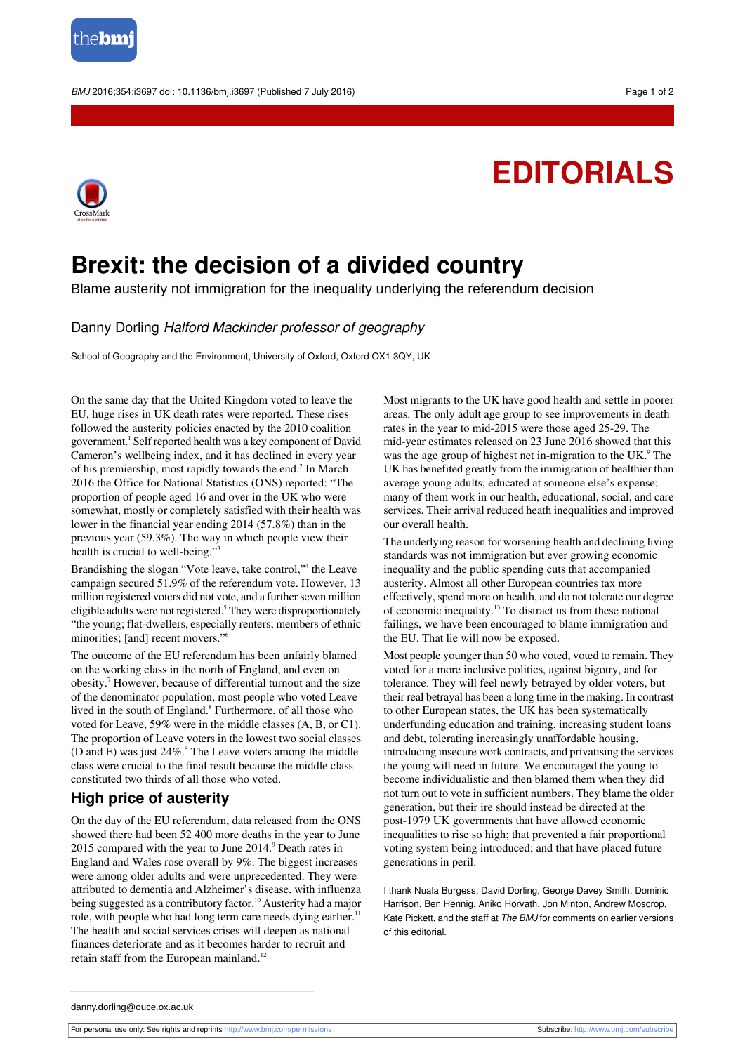# EDITORIALS

## Brexit: the decision of a divided country

Blame austerity not immigration for the inequality underlying the referendum decision

Danny Dorling *Halford Mackinder professor of geography*

School of Geography and the Environment, University of Oxford, Oxford OX1 3QY, UK

On the same day that the United Kingdom voted to leave the EU, huge rises in UK death rates were reported. These rises followed the austerity policies enacted by the 2010 coalition government.[1] Self reported health was a key component of David Cameron's wellbeing index, and it has declined in every year of his premiership, most rapidly towards the end.[2] In March 2016 the Office for National Statistics (ONS) reported: "The proportion of people aged 16 and over in the UK who were somewhat, mostly or completely satisfied with their health was lower in the financial year ending 2014 (57.8%) than in the previous year (59.3%). The way in which people view their health is crucial to well-being."[3]

Brandishing the slogan "Vote leave, take control,"[4] the Leave campaign secured 51.9% of the referendum vote. However, 13 million registered voters did not vote, and a further seven million eligible adults were not registered.[5] They were disproportionately "the young; flat-dwellers, especially renters; members of ethnic minorities; [and] recent movers."[6]

The outcome of the EU referendum has been unfairly blamed on the working class in the north of England, and even on obesity.[7] However, because of differential turnout and the size of the denominator population, most people who voted Leave lived in the south of England.[8] Furthermore, of all those who voted for Leave, 59% were in the middle classes (A, B, or C1). The proportion of Leave voters in the lowest two social classes (D and E) was just 24%.[8] The Leave voters among the middle class were crucial to the final result because the middle class constituted two thirds of all those who voted.

### High price of austerity

On the day of the EU referendum, data released from the ONS showed there had been 52 400 more deaths in the year to June 2015 compared with the year to June 2014.[9] Death rates in England and Wales rose overall by 9%. The biggest increases were among older adults and were unprecedented. They were attributed to dementia and Alzheimer's disease, with influenza being suggested as a contributory factor.[10] Austerity had a major role, with people who had long term care needs dying earlier.[11] The health and social services crises will deepen as national finances deteriorate and as it becomes harder to recruit and retain staff from the European mainland.[12]

Most migrants to the UK have good health and settle in poorer areas. The only adult age group to see improvements in death rates in the year to mid-2015 were those aged 25-29. The mid-year estimates released on 23 June 2016 showed that this was the age group of highest net in-migration to the UK.[9] The UK has benefited greatly from the immigration of healthier than average young adults, educated at someone else's expense; many of them work in our health, educational, social, and care services. Their arrival reduced heath inequalities and improved our overall health.

The underlying reason for worsening health and declining living standards was not immigration but ever growing economic inequality and the public spending cuts that accompanied austerity. Almost all other European countries tax more effectively, spend more on health, and do not tolerate our degree of economic inequality.[13] To distract us from these national failings, we have been encouraged to blame immigration and the EU. That lie will now be exposed.

Most people younger than 50 who voted, voted to remain. They voted for a more inclusive politics, against bigotry, and for tolerance. They will feel newly betrayed by older voters, but their real betrayal has been a long time in the making. In contrast to other European states, the UK has been systematically underfunding education and training, increasing student loans and debt, tolerating increasingly unaffordable housing, introducing insecure work contracts, and privatising the services the young will need in future. We encouraged the young to become individualistic and then blamed them when they did not turn out to vote in sufficient numbers. They blame the older generation, but their ire should instead be directed at the post-1979 UK governments that have allowed economic inequalities to rise so high; that prevented a fair proportional voting system being introduced; and that have placed future generations in peril.

I thank Nuala Burgess, David Dorling, George Davey Smith, Dominic Harrison, Ben Hennig, Aniko Horvath, Jon Minton, Andrew Moscrop, Kate Pickett, and the staff at *The BMJ* for comments on earlier versions of this editorial.

danny.dorling@ouce.ox.ac.uk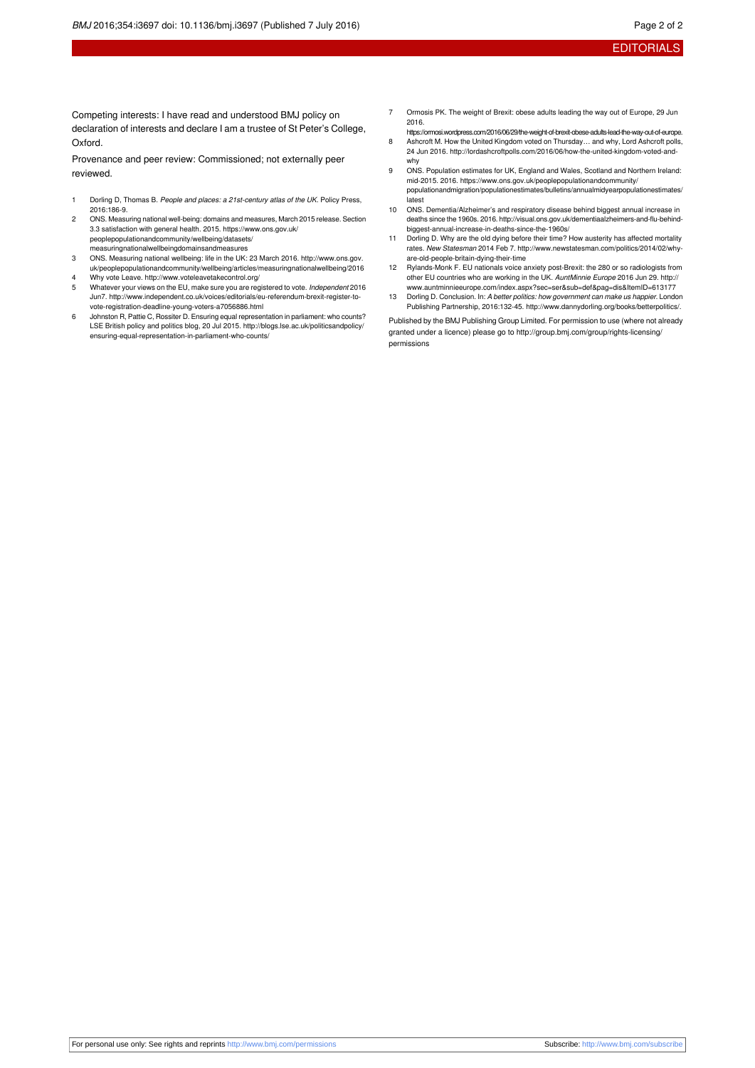Competing interests: I have read and understood BMJ policy on declaration of interests and declare I am a trustee of St Peter's College, Oxford.

Provenance and peer review: Commissioned; not externally peer reviewed.

1. Dorling D, Thomas B. *People and places: a 21st-century atlas of the UK*. Policy Press, 2016:186-9.
2. ONS. Measuring national well-being: domains and measures, March 2015 release. Section 3.3 satisfaction with general health. 2015. https://www.ons.gov.uk/peoplepopulationandcommunity/wellbeing/datasets/measuringnationalwellbeingdomainsandmeasures
3. ONS. Measuring national wellbeing: life in the UK: 23 March 2016. http://www.ons.gov.uk/peoplepopulationandcommunity/wellbeing/articles/measuringnationalwellbeing/2016
4. Why vote Leave. http://www.voteleavetakecontrol.org/
5. Whatever your views on the EU, make sure you are registered to vote. *Independent* 2016 Jun7. http://www.independent.co.uk/voices/editorials/eu-referendum-brexit-register-to-vote-registration-deadline-young-voters-a7056886.html
6. Johnston R, Pattie C, Rossiter D. Ensuring equal representation in parliament: who counts? LSE British policy and politics blog, 20 Jul 2015. http://blogs.lse.ac.uk/politicsandpolicy/ensuring-equal-representation-in-parliament-who-counts/
7. Ormosis PK. The weight of Brexit: obese adults leading the way out of Europe, 29 Jun 2016. https://ormosi.wordpress.com/2016/06/29/the-weight-of-brexit-obese-adults-lead-the-way-out-of-europe.
8. Ashcroft M. How the United Kingdom voted on Thursday… and why, Lord Ashcroft polls, 24 Jun 2016. http://lordashcroftpolls.com/2016/06/how-the-united-kingdom-voted-and-why
9. ONS. Population estimates for UK, England and Wales, Scotland and Northern Ireland: mid-2015. 2016. https://www.ons.gov.uk/peoplepopulationandcommunity/populationandmigration/populationestimates/bulletins/annualmidyearpopulationestimates/latest
10. ONS. Dementia/Alzheimer's and respiratory disease behind biggest annual increase in deaths since the 1960s. 2016. http://visual.ons.gov.uk/dementiaalzheimers-and-flu-behind-biggest-annual-increase-in-deaths-since-the-1960s/
11. Dorling D. Why are the old dying before their time? How austerity has affected mortality rates. *New Statesman* 2014 Feb 7. http://www.newstatesman.com/politics/2014/02/why-are-old-people-britain-dying-their-time
12. Rylands-Monk F. EU nationals voice anxiety post-Brexit: the 280 or so radiologists from other EU countries who are working in the UK. *AuntMinnie Europe* 2016 Jun 29. http://www.auntminnieeurope.com/index.aspx?sec=ser&sub=def&pag=dis&ItemID=613177
13. Dorling D. Conclusion. In: *A better politics: how government can make us happier*. London Publishing Partnership, 2016:132-45. http://www.dannydorling.org/books/betterpolitics/.

Published by the BMJ Publishing Group Limited. For permission to use (where not already granted under a licence) please go to http://group.bmj.com/group/rights-licensing/permissions